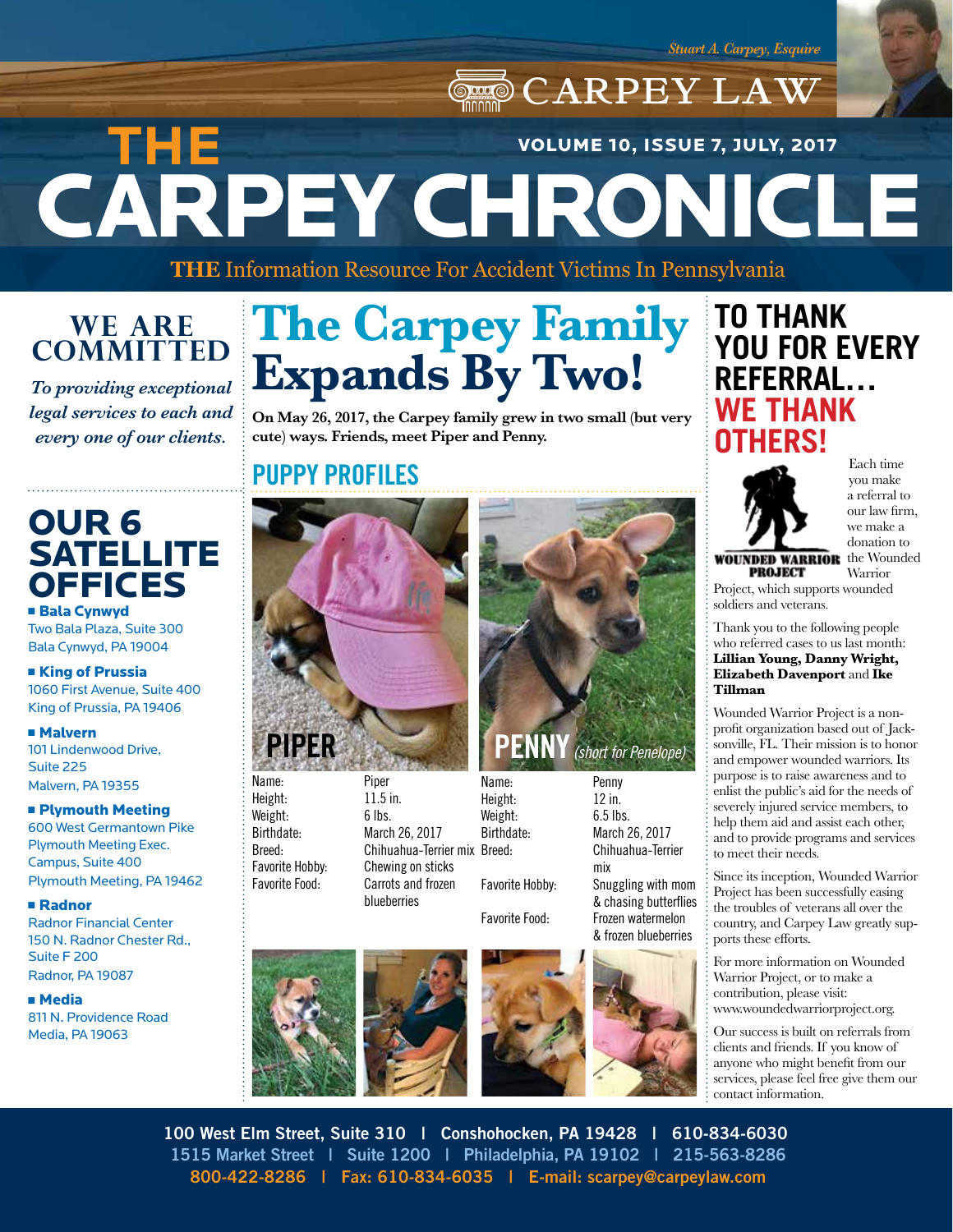Stuart A. Carpey, Esquire

CARPEY LAW

# THE CARPEY CHRONICLE

VOLUME 10, ISSUE 7, JULY, 2017

**THE** Information Resource For Accident Victims In Pennsylvania

## WE ARE COMMITTED

*To providing exceptional legal services to each and every one of our clients.*

## OUR 6 SATELLITE OFFICES

- **Bala Cynwyd**
  Two Bala Plaza, Suite 300
  Bala Cynwyd, PA 19004
- **King of Prussia**
  1060 First Avenue, Suite 400
  King of Prussia, PA 19406
- **Malvern**
  101 Lindenwood Drive, Suite 225
  Malvern, PA 19355
- **Plymouth Meeting**
  600 West Germantown Pike
  Plymouth Meeting Exec. Campus, Suite 400
  Plymouth Meeting, PA 19462
- **Radnor**
  Radnor Financial Center
  150 N. Radnor Chester Rd., Suite F 200
  Radnor, PA 19087
- **Media**
  811 N. Providence Road
  Media, PA 19063

# The Carpey Family Expands By Two!

**On May 26, 2017, the Carpey family grew in two small (but very cute) ways. Friends, meet Piper and Penny.**

## PUPPY PROFILES

### PIPER

| | |
|---|---|
| Name: | Piper |
| Height: | 11.5 in. |
| Weight: | 6 lbs. |
| Birthdate: | March 26, 2017 |
| Breed: | Chihuahua-Terrier mix |
| Favorite Hobby: | Chewing on sticks |
| Favorite Food: | Carrots and frozen blueberries |

### PENNY *(short for Penelope)*

| | |
|---|---|
| Name: | Penny |
| Height: | 12 in. |
| Weight: | 6.5 lbs. |
| Birthdate: | March 26, 2017 |
| Breed: | Chihuahua-Terrier mix |
| Favorite Hobby: | Snuggling with mom & chasing butterflies |
| Favorite Food: | Frozen watermelon & frozen blueberries |

## TO THANK YOU FOR EVERY REFERRAL... WE THANK OTHERS!

WOUNDED WARRIOR PROJECT

Each time you make a referral to our law firm, we make a donation to the Wounded Warrior Project, which supports wounded soldiers and veterans.

Thank you to the following people who referred cases to us last month: **Lillian Young, Danny Wright, Elizabeth Davenport** and **Ike Tillman**

Wounded Warrior Project is a non-profit organization based out of Jacksonville, FL. Their mission is to honor and empower wounded warriors. Its purpose is to raise awareness and to enlist the public's aid for the needs of severely injured service members, to help them aid and assist each other, and to provide programs and services to meet their needs.

Since its inception, Wounded Warrior Project has been successfully easing the troubles of veterans all over the country, and Carpey Law greatly supports these efforts.

For more information on Wounded Warrior Project, or to make a contribution, please visit: www.woundedwarriorproject.org.

Our success is built on referrals from clients and friends. If you know of anyone who might benefit from our services, please feel free give them our contact information.

100 West Elm Street, Suite 310 | Conshohocken, PA 19428 | 610-834-6030
1515 Market Street | Suite 1200 | Philadelphia, PA 19102 | 215-563-8286
800-422-8286 | Fax: 610-834-6035 | E-mail: scarpey@carpeylaw.com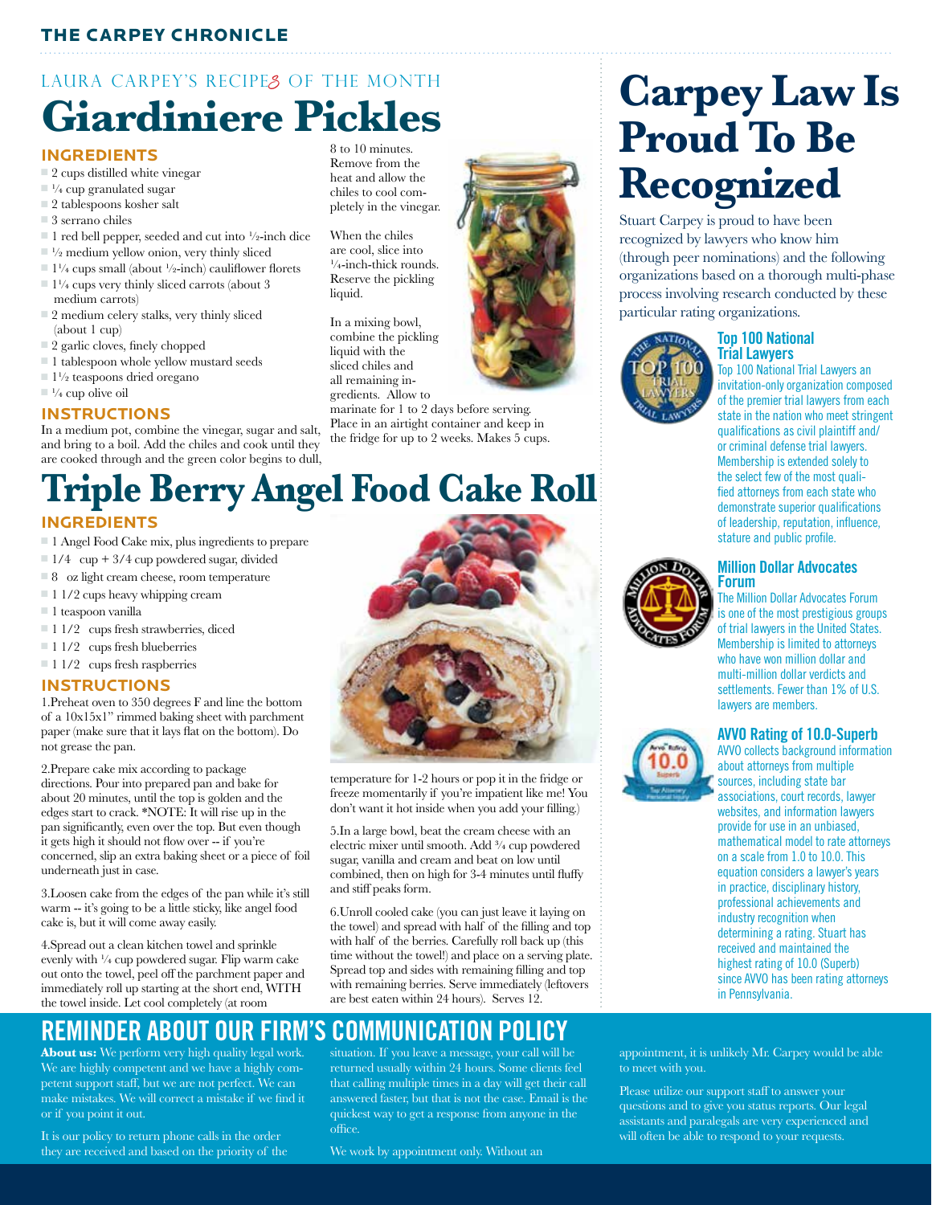LAURA CARPEY'S RECIPES OF THE MONTH

# Giardiniere Pickles

### INGREDIENTS

- 2 cups distilled white vinegar
- 1/4 cup granulated sugar
- 2 tablespoons kosher salt
- 3 serrano chiles
- 1 red bell pepper, seeded and cut into 1/2-inch dice
- 1/2 medium yellow onion, very thinly sliced
- 1 1/4 cups small (about 1/2-inch) cauliflower florets
- 1 1/4 cups very thinly sliced carrots (about 3 medium carrots)
- 2 medium celery stalks, very thinly sliced (about 1 cup)
- 2 garlic cloves, finely chopped
- 1 tablespoon whole yellow mustard seeds
- 1 1/2 teaspoons dried oregano
- 1/4 cup olive oil

### INSTRUCTIONS

In a medium pot, combine the vinegar, sugar and salt, and bring to a boil. Add the chiles and cook until they are cooked through and the green color begins to dull, 8 to 10 minutes. Remove from the heat and allow the chiles to cool completely in the vinegar.

When the chiles are cool, slice into 1/4-inch-thick rounds. Reserve the pickling liquid.

In a mixing bowl, combine the pickling liquid with the sliced chiles and all remaining ingredients. Allow to marinate for 1 to 2 days before serving. Place in an airtight container and keep in the fridge for up to 2 weeks. Makes 5 cups.

# Triple Berry Angel Food Cake Roll

### INGREDIENTS

- 1 Angel Food Cake mix, plus ingredients to prepare
- 1/4 cup + 3/4 cup powdered sugar, divided
- 8 oz light cream cheese, room temperature
- 1 1/2 cups heavy whipping cream
- 1 teaspoon vanilla
- 1 1/2 cups fresh strawberries, diced
- 1 1/2 cups fresh blueberries
- 1 1/2 cups fresh raspberries

### INSTRUCTIONS

1.Preheat oven to 350 degrees F and line the bottom of a 10x15x1" rimmed baking sheet with parchment paper (make sure that it lays flat on the bottom). Do not grease the pan.

2.Prepare cake mix according to package directions. Pour into prepared pan and bake for about 20 minutes, until the top is golden and the edges start to crack. *NOTE: It will rise up in the pan significantly, even over the top. But even though it gets high it should not flow over -- if you're concerned, slip an extra baking sheet or a piece of foil underneath just in case.

3.Loosen cake from the edges of the pan while it's still warm -- it's going to be a little sticky, like angel food cake is, but it will come away easily.

4.Spread out a clean kitchen towel and sprinkle evenly with 1/4 cup powdered sugar. Flip warm cake out onto the towel, peel off the parchment paper and immediately roll up starting at the short end, WITH the towel inside. Let cool completely (at room temperature for 1-2 hours or pop it in the fridge or freeze momentarily if you're impatient like me! You don't want it hot inside when you add your filling.)

5.In a large bowl, beat the cream cheese with an electric mixer until smooth. Add 3/4 cup powdered sugar, vanilla and cream and beat on low until combined, then on high for 3-4 minutes until fluffy and stiff peaks form.

6.Unroll cooled cake (you can just leave it laying on the towel) and spread with half of the filling and top with half of the berries. Carefully roll back up (this time without the towel!) and place on a serving plate. Spread top and sides with remaining filling and top with remaining berries. Serve immediately (leftovers are best eaten within 24 hours). Serves 12.

# Carpey Law Is Proud To Be Recognized

Stuart Carpey is proud to have been recognized by lawyers who know him (through peer nominations) and the following organizations based on a thorough multi-phase process involving research conducted by these particular rating organizations.

### Top 100 National Trial Lawyers

Top 100 National Trial Lawyers an invitation-only organization composed of the premier trial lawyers from each state in the nation who meet stringent qualifications as civil plaintiff and/or criminal defense trial lawyers. Membership is extended solely to the select few of the most qualified attorneys from each state who demonstrate superior qualifications of leadership, reputation, influence, stature and public profile.

### Million Dollar Advocates Forum

The Million Dollar Advocates Forum is one of the most prestigious groups of trial lawyers in the United States. Membership is limited to attorneys who have won million dollar and multi-million dollar verdicts and settlements. Fewer than 1% of U.S. lawyers are members.

### AVVO Rating of 10.0-Superb

AVVO collects background information about attorneys from multiple sources, including state bar associations, court records, lawyer websites, and information lawyers provide for use in an unbiased, mathematical model to rate attorneys on a scale from 1.0 to 10.0. This equation considers a lawyer's years in practice, disciplinary history, professional achievements and industry recognition when determining a rating. Stuart has received and maintained the highest rating of 10.0 (Superb) since AVVO has been rating attorneys in Pennsylvania.

# REMINDER ABOUT OUR FIRM'S COMMUNICATION POLICY

**About us:** We perform very high quality legal work. We are highly competent and we have a highly competent support staff, but we are not perfect. We can make mistakes. We will correct a mistake if we find it or if you point it out.

It is our policy to return phone calls in the order they are received and based on the priority of the situation. If you leave a message, your call will be returned usually within 24 hours. Some clients feel that calling multiple times in a day will get their call answered faster, but that is not the case. Email is the quickest way to get a response from anyone in the office.

We work by appointment only. Without an appointment, it is unlikely Mr. Carpey would be able to meet with you.

Please utilize our support staff to answer your questions and to give you status reports. Our legal assistants and paralegals are very experienced and will often be able to respond to your requests.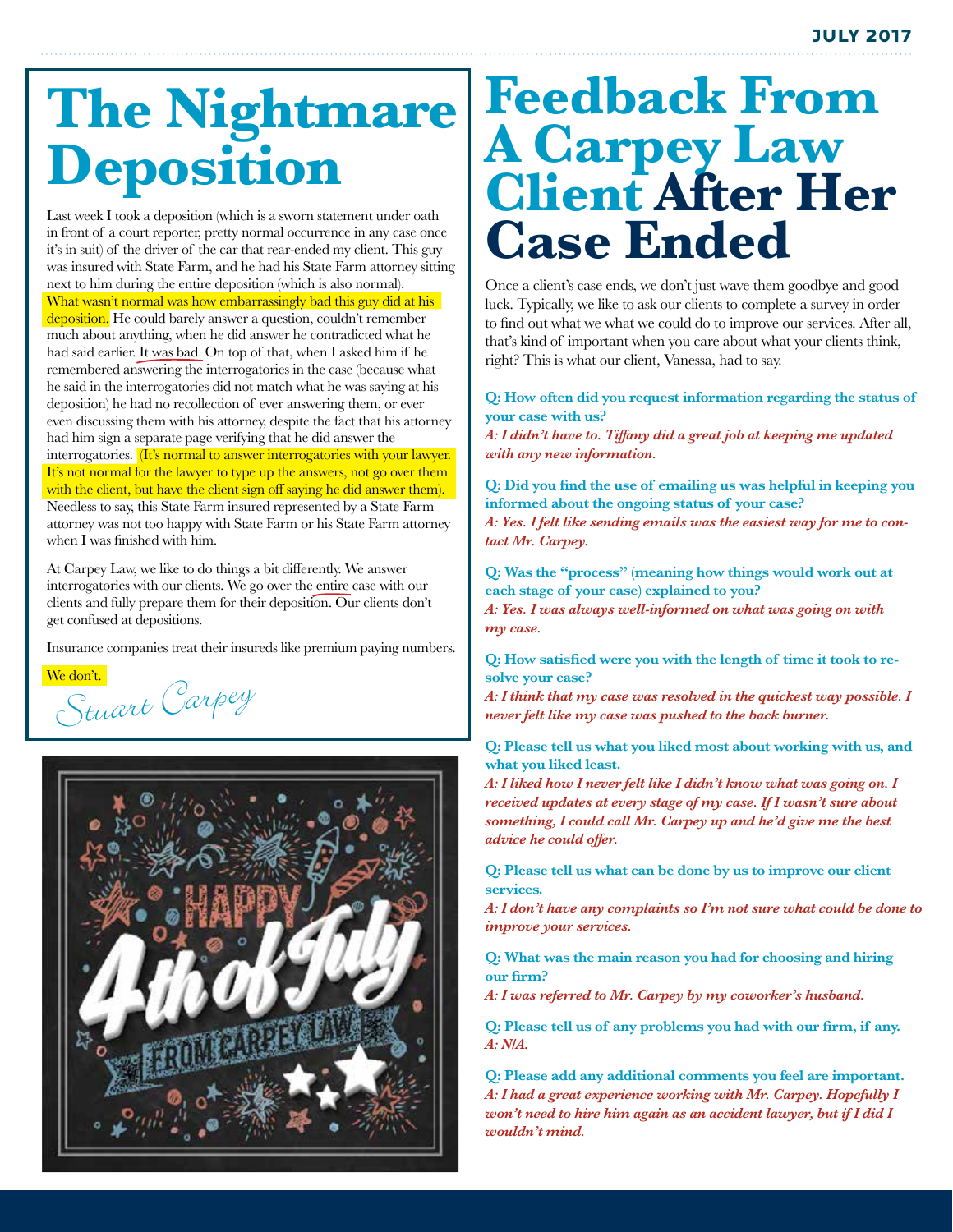# The Nightmare Deposition

Last week I took a deposition (which is a sworn statement under oath in front of a court reporter, pretty normal occurrence in any case once it's in suit) of the driver of the car that rear-ended my client. This guy was insured with State Farm, and he had his State Farm attorney sitting next to him during the entire deposition (which is also normal). What wasn't normal was how embarrassingly bad this guy did at his deposition. He could barely answer a question, couldn't remember much about anything, when he did answer he contradicted what he had said earlier. It was bad. On top of that, when I asked him if he remembered answering the interrogatories in the case (because what he said in the interrogatories did not match what he was saying at his deposition) he had no recollection of ever answering them, or ever even discussing them with his attorney, despite the fact that his attorney had him sign a separate page verifying that he did answer the interrogatories. (It's normal to answer interrogatories with your lawyer. It's not normal for the lawyer to type up the answers, not go over them with the client, but have the client sign off saying he did answer them). Needless to say, this State Farm insured represented by a State Farm attorney was not too happy with State Farm or his State Farm attorney when I was finished with him.

At Carpey Law, we like to do things a bit differently. We answer interrogatories with our clients. We go over the entire case with our clients and fully prepare them for their deposition. Our clients don't get confused at depositions.

Insurance companies treat their insureds like premium paying numbers.

We don't.

*Stuart Carpey*

# Feedback From A Carpey Law Client After Her Case Ended

Once a client's case ends, we don't just wave them goodbye and good luck. Typically, we like to ask our clients to complete a survey in order to find out what we what we could do to improve our services. After all, that's kind of important when you care about what your clients think, right? This is what our client, Vanessa, had to say.

**Q: How often did you request information regarding the status of your case with us?**
*A: I didn't have to. Tiffany did a great job at keeping me updated with any new information.*

**Q: Did you find the use of emailing us was helpful in keeping you informed about the ongoing status of your case?**
*A: Yes. I felt like sending emails was the easiest way for me to contact Mr. Carpey.*

**Q: Was the "process" (meaning how things would work out at each stage of your case) explained to you?**
*A: Yes. I was always well-informed on what was going on with my case.*

**Q: How satisfied were you with the length of time it took to resolve your case?**
*A: I think that my case was resolved in the quickest way possible. I never felt like my case was pushed to the back burner.*

**Q: Please tell us what you liked most about working with us, and what you liked least.**
*A: I liked how I never felt like I didn't know what was going on. I received updates at every stage of my case. If I wasn't sure about something, I could call Mr. Carpey up and he'd give me the best advice he could offer.*

**Q: Please tell us what can be done by us to improve our client services.**
*A: I don't have any complaints so I'm not sure what could be done to improve your services.*

**Q: What was the main reason you had for choosing and hiring our firm?**
*A: I was referred to Mr. Carpey by my coworker's husband.*

**Q: Please tell us of any problems you had with our firm, if any.**
*A: N/A.*

**Q: Please add any additional comments you feel are important.**
*A: I had a great experience working with Mr. Carpey. Hopefully I won't need to hire him again as an accident lawyer, but if I did I wouldn't mind.*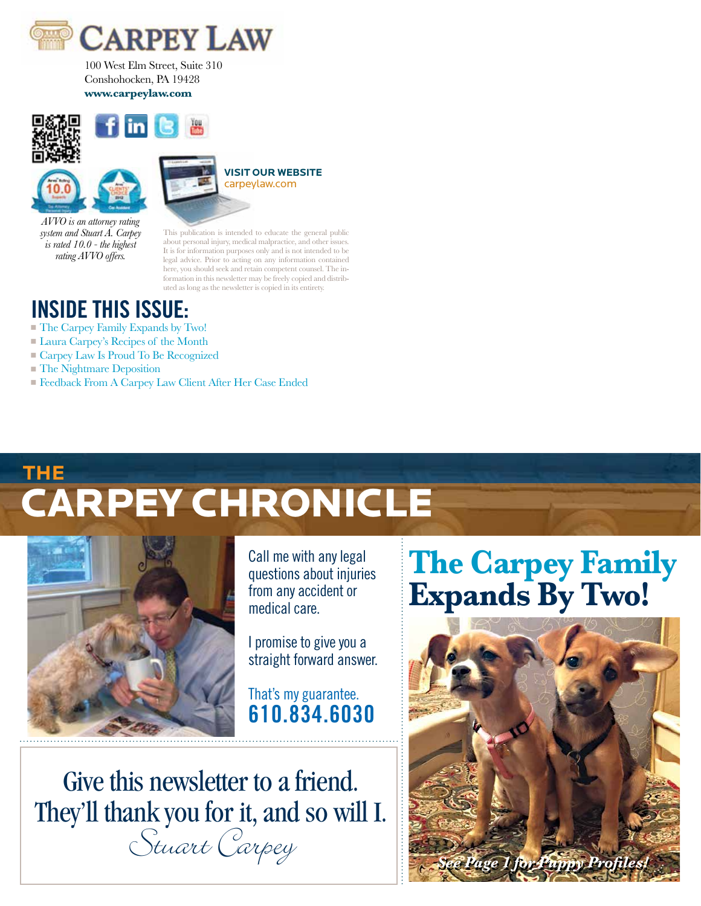# CARPEY LAW

100 West Elm Street, Suite 310
Conshohocken, PA 19428
**www.carpeylaw.com**

*AVVO is an attorney rating system and Stuart A. Carpey is rated 10.0 - the highest rating AVVO offers.*

**VISIT OUR WEBSITE**
carpeylaw.com

This publication is intended to educate the general public about personal injury, medical malpractice, and other issues. It is for information purposes only and is not intended to be legal advice. Prior to acting on any information contained here, you should seek and retain competent counsel. The information in this newsletter may be freely copied and distributed as long as the newsletter is copied in its entirety.

## INSIDE THIS ISSUE:

- The Carpey Family Expands by Two!
- Laura Carpey's Recipes of the Month
- Carpey Law Is Proud To Be Recognized
- The Nightmare Deposition
- Feedback From A Carpey Law Client After Her Case Ended

# THE CARPEY CHRONICLE

Call me with any legal questions about injuries from any accident or medical care.

I promise to give you a straight forward answer.

That's my guarantee.
**610.834.6030**

Give this newsletter to a friend. They'll thank you for it, and so will I.

*Stuart Carpey*

## The Carpey Family Expands By Two!

*See Page 1 for Puppy Profiles!*